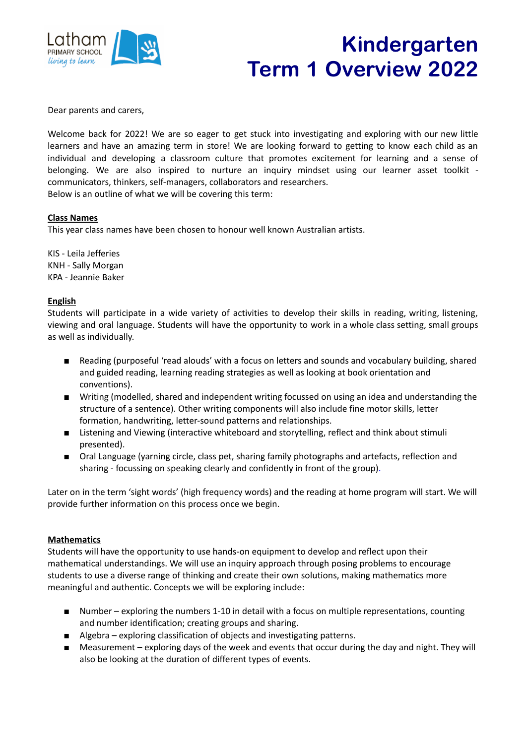# Kindergarten Term 1 Overview 2022

Dear parents and carers,

Welcome back for 2022! We are so eager to get stuck into investigating and exploring with our new little learners and have an amazing term in store! We are looking forward to getting to know each child as an individual and developing a classroom culture that promotes excitement for learning and a sense of belonging. We are also inspired to nurture an inquiry mindset using our learner asset toolkit - communicators, thinkers, self-managers, collaborators and researchers.
Below is an outline of what we will be covering this term:

**Class Names**
This year class names have been chosen to honour well known Australian artists.

KIS - Leila Jefferies
KNH - Sally Morgan
KPA - Jeannie Baker

**English**
Students will participate in a wide variety of activities to develop their skills in reading, writing, listening, viewing and oral language. Students will have the opportunity to work in a whole class setting, small groups as well as individually.

- Reading (purposeful 'read alouds' with a focus on letters and sounds and vocabulary building, shared and guided reading, learning reading strategies as well as looking at book orientation and conventions).
- Writing (modelled, shared and independent writing focussed on using an idea and understanding the structure of a sentence). Other writing components will also include fine motor skills, letter formation, handwriting, letter-sound patterns and relationships.
- Listening and Viewing (interactive whiteboard and storytelling, reflect and think about stimuli presented).
- Oral Language (yarning circle, class pet, sharing family photographs and artefacts, reflection and sharing - focussing on speaking clearly and confidently in front of the group).

Later on in the term 'sight words' (high frequency words) and the reading at home program will start. We will provide further information on this process once we begin.

**Mathematics**
Students will have the opportunity to use hands-on equipment to develop and reflect upon their mathematical understandings. We will use an inquiry approach through posing problems to encourage students to use a diverse range of thinking and create their own solutions, making mathematics more meaningful and authentic. Concepts we will be exploring include:

- Number – exploring the numbers 1-10 in detail with a focus on multiple representations, counting and number identification; creating groups and sharing.
- Algebra – exploring classification of objects and investigating patterns.
- Measurement – exploring days of the week and events that occur during the day and night. They will also be looking at the duration of different types of events.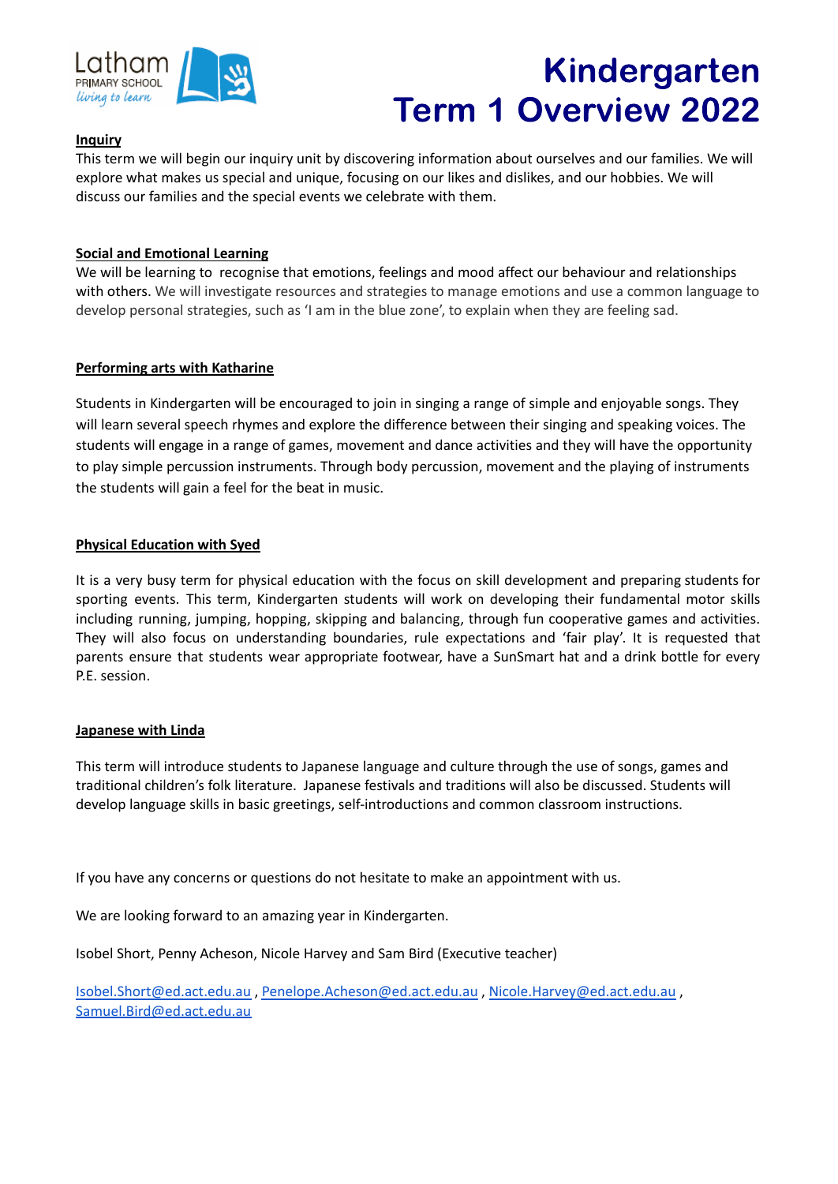Latham PRIMARY SCHOOL *living to learn*

# Kindergarten Term 1 Overview 2022

**Inquiry**

This term we will begin our inquiry unit by discovering information about ourselves and our families. We will explore what makes us special and unique, focusing on our likes and dislikes, and our hobbies. We will discuss our families and the special events we celebrate with them.

**Social and Emotional Learning**

We will be learning to recognise that emotions, feelings and mood affect our behaviour and relationships with others. We will investigate resources and strategies to manage emotions and use a common language to develop personal strategies, such as 'I am in the blue zone', to explain when they are feeling sad.

**Performing arts with Katharine**

Students in Kindergarten will be encouraged to join in singing a range of simple and enjoyable songs. They will learn several speech rhymes and explore the difference between their singing and speaking voices. The students will engage in a range of games, movement and dance activities and they will have the opportunity to play simple percussion instruments. Through body percussion, movement and the playing of instruments the students will gain a feel for the beat in music.

**Physical Education with Syed**

It is a very busy term for physical education with the focus on skill development and preparing students for sporting events. This term, Kindergarten students will work on developing their fundamental motor skills including running, jumping, hopping, skipping and balancing, through fun cooperative games and activities. They will also focus on understanding boundaries, rule expectations and 'fair play'. It is requested that parents ensure that students wear appropriate footwear, have a SunSmart hat and a drink bottle for every P.E. session.

**Japanese with Linda**

This term will introduce students to Japanese language and culture through the use of songs, games and traditional children's folk literature. Japanese festivals and traditions will also be discussed. Students will develop language skills in basic greetings, self-introductions and common classroom instructions.

If you have any concerns or questions do not hesitate to make an appointment with us.

We are looking forward to an amazing year in Kindergarten.

Isobel Short, Penny Acheson, Nicole Harvey and Sam Bird (Executive teacher)

Isobel.Short@ed.act.edu.au , Penelope.Acheson@ed.act.edu.au , Nicole.Harvey@ed.act.edu.au , Samuel.Bird@ed.act.edu.au